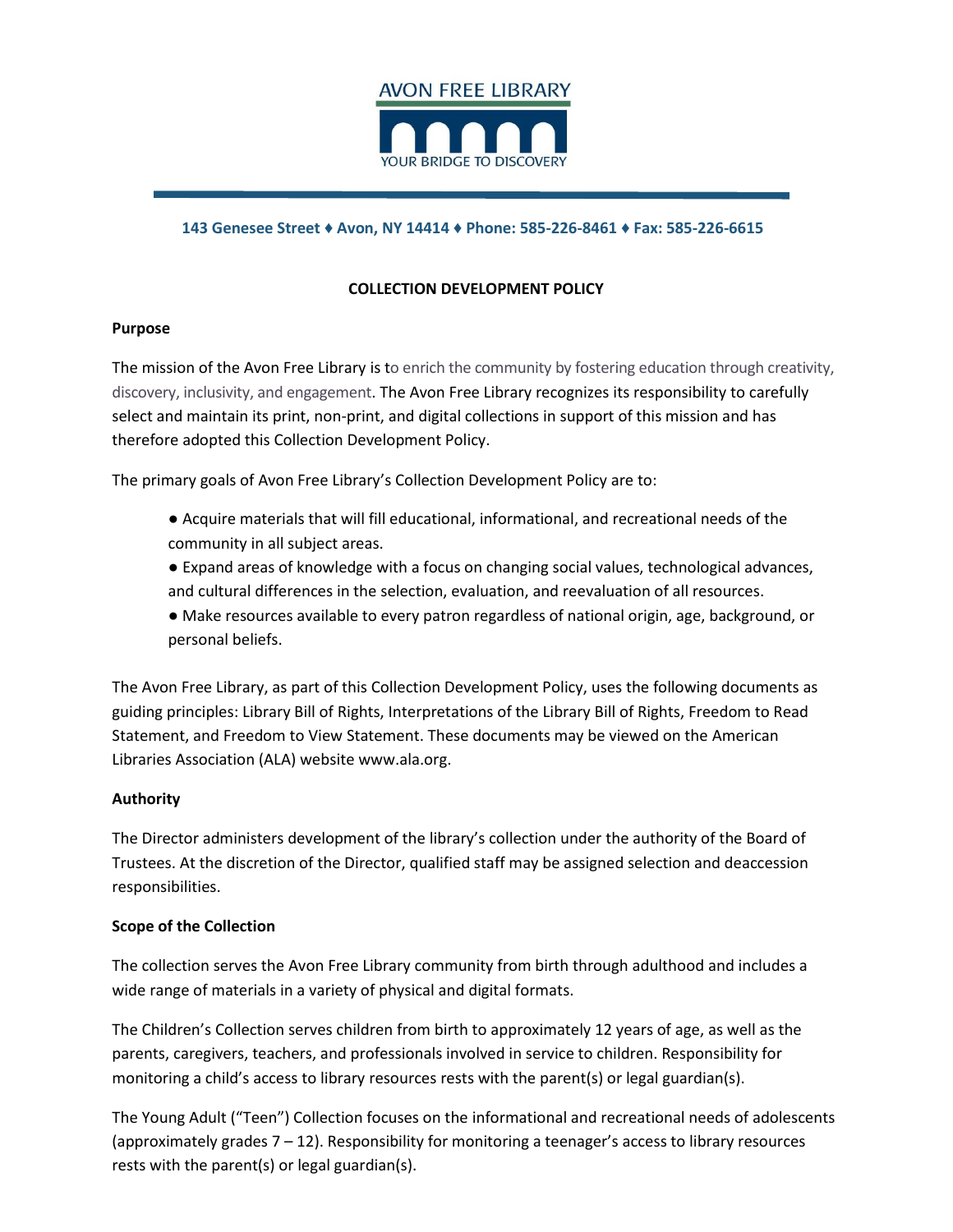AVON FREE LIBRARY

YOUR BRIDGE TO DISCOVERY

143 Genesee Street ♦ Avon, NY 14414 ♦ Phone: 585-226-8461 ♦ Fax: 585-226-6615

# COLLECTION DEVELOPMENT POLICY

## Purpose

The mission of the Avon Free Library is to enrich the community by fostering education through creativity, discovery, inclusivity, and engagement. The Avon Free Library recognizes its responsibility to carefully select and maintain its print, non-print, and digital collections in support of this mission and has therefore adopted this Collection Development Policy.

The primary goals of Avon Free Library's Collection Development Policy are to:

- Acquire materials that will fill educational, informational, and recreational needs of the community in all subject areas.
- Expand areas of knowledge with a focus on changing social values, technological advances, and cultural differences in the selection, evaluation, and reevaluation of all resources.
- Make resources available to every patron regardless of national origin, age, background, or personal beliefs.

The Avon Free Library, as part of this Collection Development Policy, uses the following documents as guiding principles: Library Bill of Rights, Interpretations of the Library Bill of Rights, Freedom to Read Statement, and Freedom to View Statement. These documents may be viewed on the American Libraries Association (ALA) website www.ala.org.

## Authority

The Director administers development of the library's collection under the authority of the Board of Trustees. At the discretion of the Director, qualified staff may be assigned selection and deaccession responsibilities.

## Scope of the Collection

The collection serves the Avon Free Library community from birth through adulthood and includes a wide range of materials in a variety of physical and digital formats.

The Children's Collection serves children from birth to approximately 12 years of age, as well as the parents, caregivers, teachers, and professionals involved in service to children. Responsibility for monitoring a child's access to library resources rests with the parent(s) or legal guardian(s).

The Young Adult ("Teen") Collection focuses on the informational and recreational needs of adolescents (approximately grades 7 – 12). Responsibility for monitoring a teenager's access to library resources rests with the parent(s) or legal guardian(s).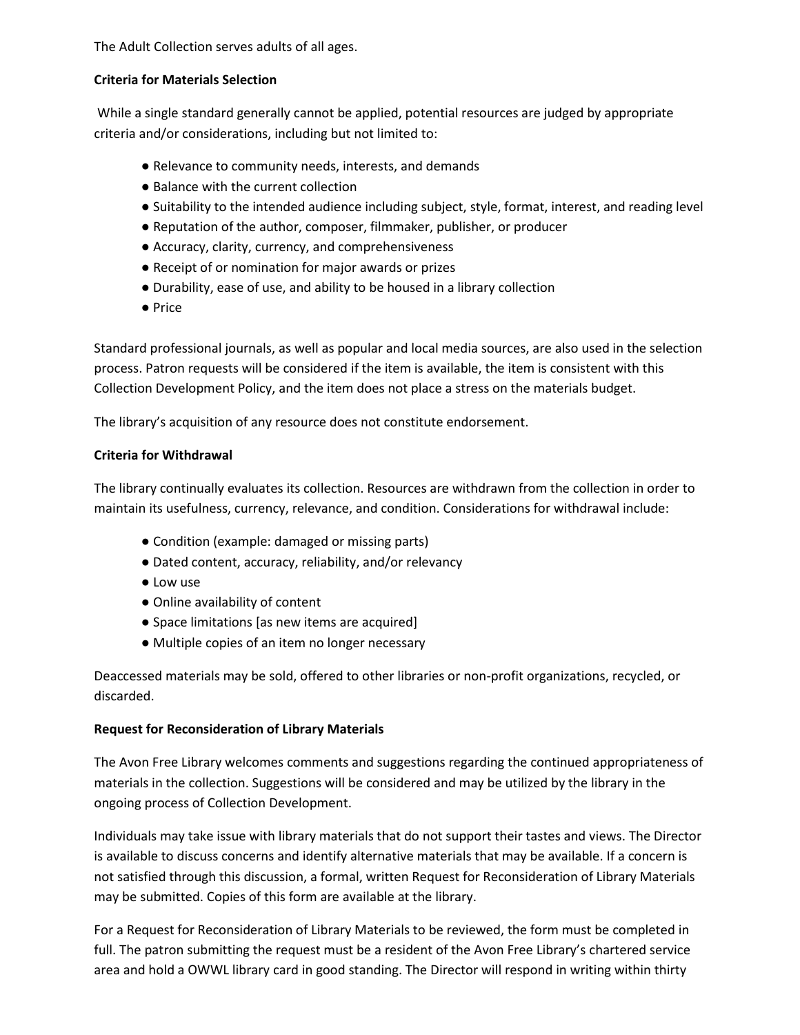The Adult Collection serves adults of all ages.

**Criteria for Materials Selection**

While a single standard generally cannot be applied, potential resources are judged by appropriate criteria and/or considerations, including but not limited to:

- Relevance to community needs, interests, and demands
- Balance with the current collection
- Suitability to the intended audience including subject, style, format, interest, and reading level
- Reputation of the author, composer, filmmaker, publisher, or producer
- Accuracy, clarity, currency, and comprehensiveness
- Receipt of or nomination for major awards or prizes
- Durability, ease of use, and ability to be housed in a library collection
- Price

Standard professional journals, as well as popular and local media sources, are also used in the selection process. Patron requests will be considered if the item is available, the item is consistent with this Collection Development Policy, and the item does not place a stress on the materials budget.

The library's acquisition of any resource does not constitute endorsement.

**Criteria for Withdrawal**

The library continually evaluates its collection. Resources are withdrawn from the collection in order to maintain its usefulness, currency, relevance, and condition. Considerations for withdrawal include:

- Condition (example: damaged or missing parts)
- Dated content, accuracy, reliability, and/or relevancy
- Low use
- Online availability of content
- Space limitations [as new items are acquired]
- Multiple copies of an item no longer necessary

Deaccessed materials may be sold, offered to other libraries or non-profit organizations, recycled, or discarded.

**Request for Reconsideration of Library Materials**

The Avon Free Library welcomes comments and suggestions regarding the continued appropriateness of materials in the collection. Suggestions will be considered and may be utilized by the library in the ongoing process of Collection Development.

Individuals may take issue with library materials that do not support their tastes and views. The Director is available to discuss concerns and identify alternative materials that may be available. If a concern is not satisfied through this discussion, a formal, written Request for Reconsideration of Library Materials may be submitted. Copies of this form are available at the library.

For a Request for Reconsideration of Library Materials to be reviewed, the form must be completed in full. The patron submitting the request must be a resident of the Avon Free Library's chartered service area and hold a OWWL library card in good standing. The Director will respond in writing within thirty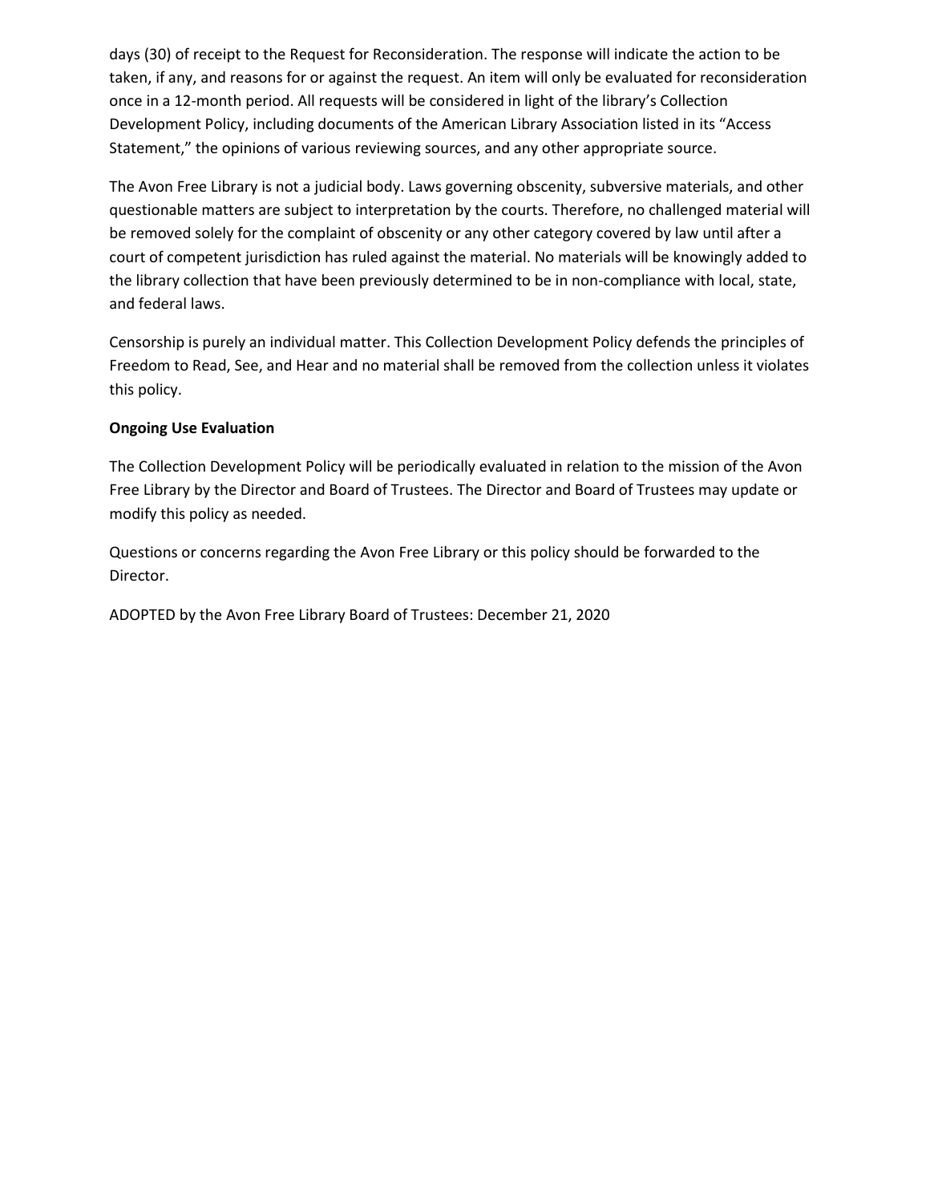days (30) of receipt to the Request for Reconsideration. The response will indicate the action to be taken, if any, and reasons for or against the request. An item will only be evaluated for reconsideration once in a 12-month period. All requests will be considered in light of the library's Collection Development Policy, including documents of the American Library Association listed in its "Access Statement," the opinions of various reviewing sources, and any other appropriate source.

The Avon Free Library is not a judicial body. Laws governing obscenity, subversive materials, and other questionable matters are subject to interpretation by the courts. Therefore, no challenged material will be removed solely for the complaint of obscenity or any other category covered by law until after a court of competent jurisdiction has ruled against the material. No materials will be knowingly added to the library collection that have been previously determined to be in non-compliance with local, state, and federal laws.

Censorship is purely an individual matter. This Collection Development Policy defends the principles of Freedom to Read, See, and Hear and no material shall be removed from the collection unless it violates this policy.

**Ongoing Use Evaluation**

The Collection Development Policy will be periodically evaluated in relation to the mission of the Avon Free Library by the Director and Board of Trustees. The Director and Board of Trustees may update or modify this policy as needed.

Questions or concerns regarding the Avon Free Library or this policy should be forwarded to the Director.

ADOPTED by the Avon Free Library Board of Trustees: December 21, 2020